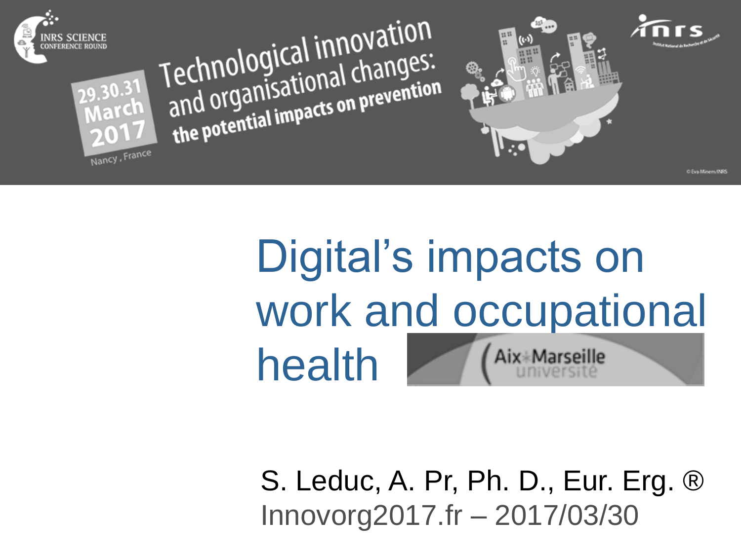INRS SCIENCE CONFERENCE ROUND

29.30.31 March 2017

Nancy, France

Technological innovation and organisational changes: the potential impacts on prevention

# Digital's impacts on work and occupational health

Aix*Marseille université

S. Leduc, A. Pr, Ph. D., Eur. Erg. ®

Innovorg2017.fr – 2017/03/30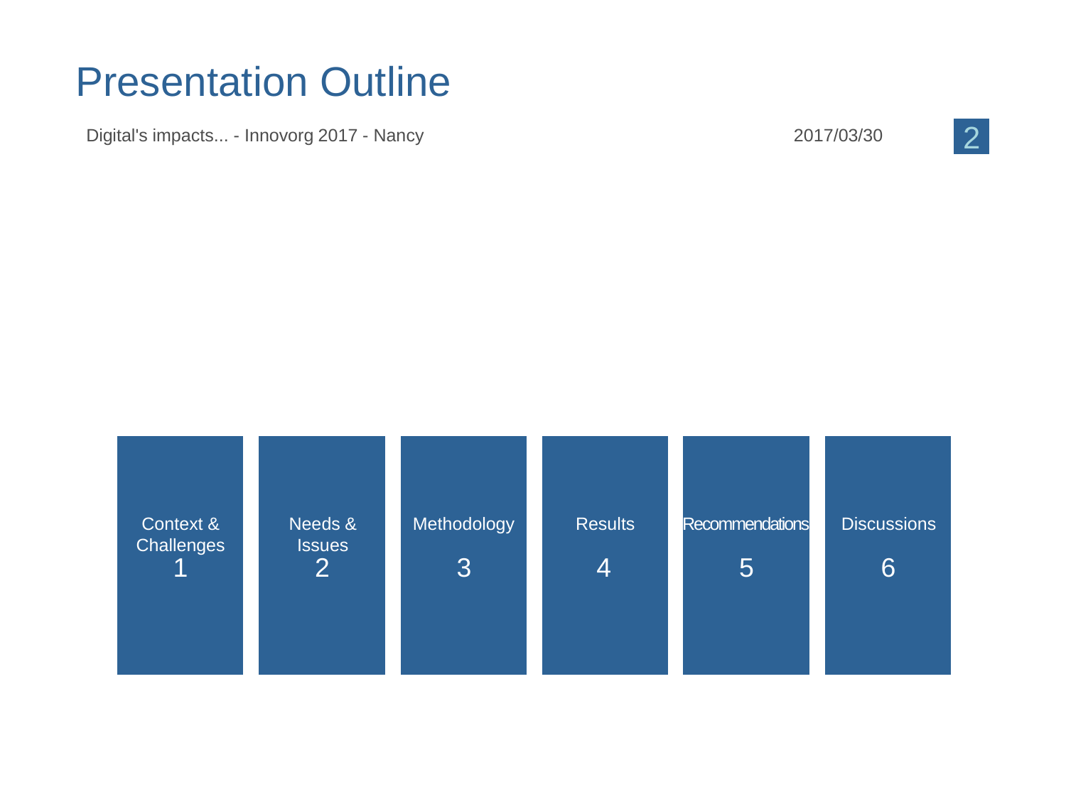# Presentation Outline

1. Context & Challenges
2. Needs & Issues
3. Methodology
4. Results
5. Recommendations
6. Discussions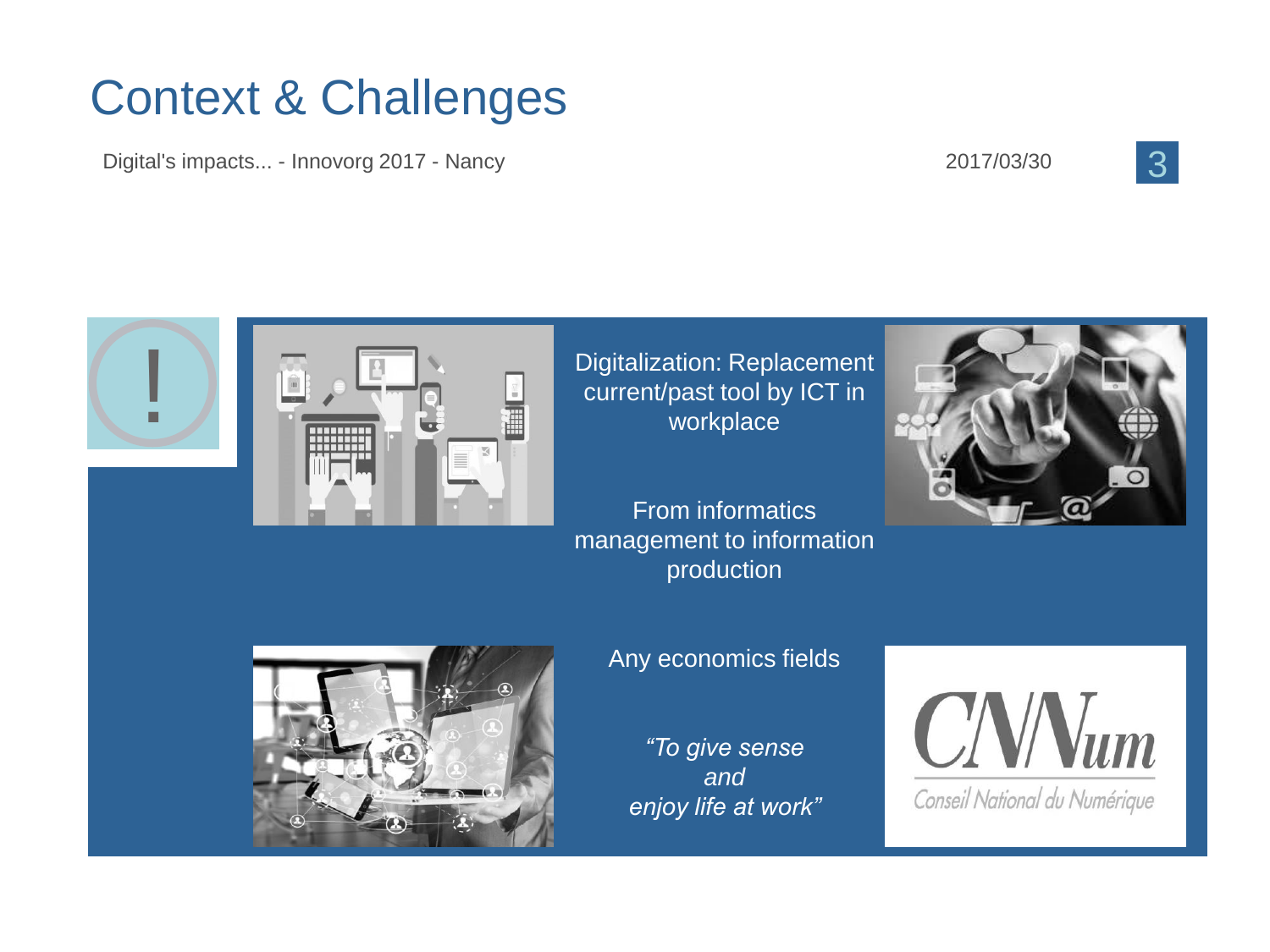# Context & Challenges

Digitalization: Replacement current/past tool by ICT in workplace

From informatics management to information production

Any economics fields

*"To give sense and enjoy life at work"*

CNNum

Conseil National du Numérique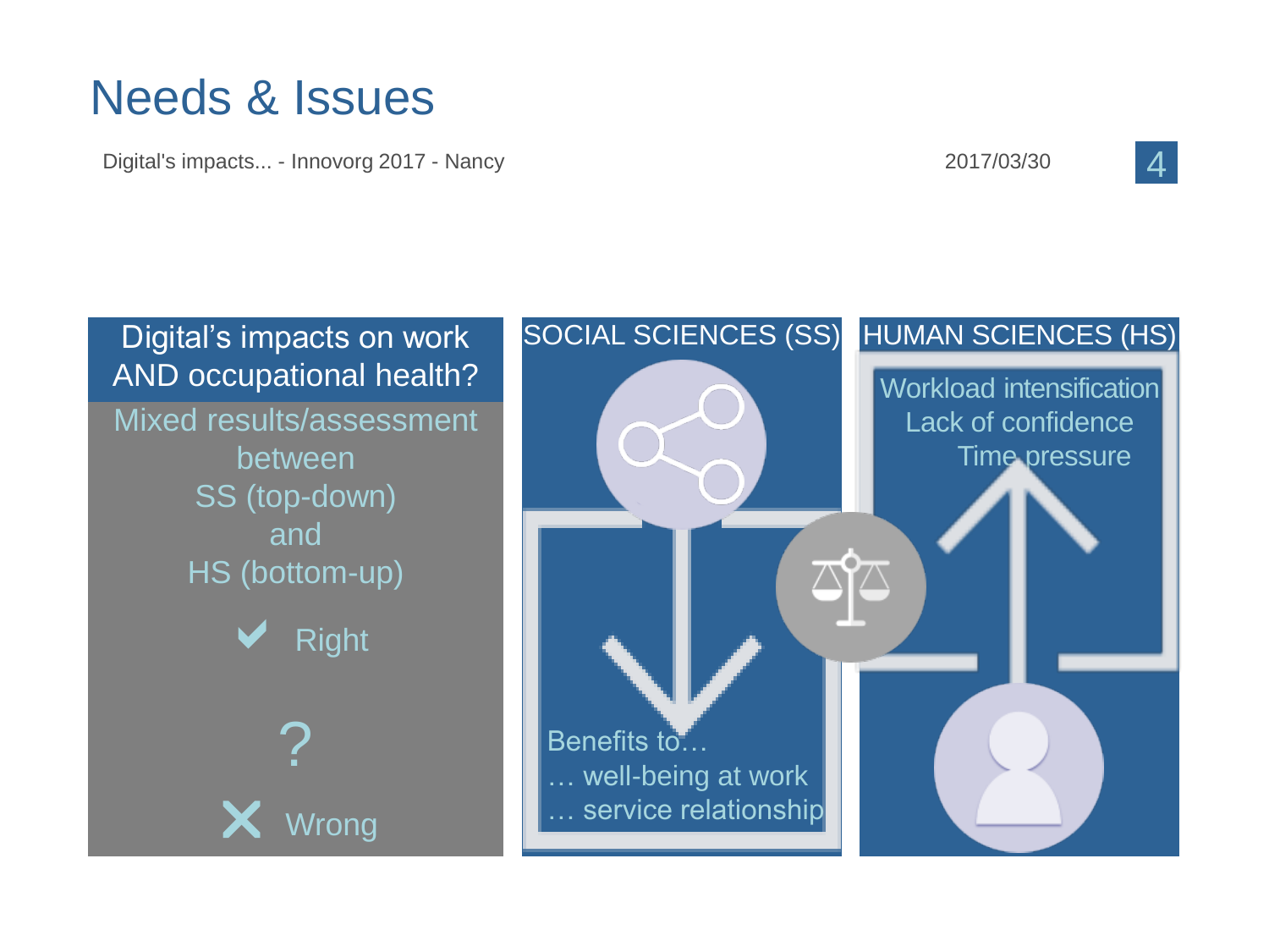# Needs & Issues

Digital's impacts on work AND occupational health?

Mixed results/assessment between
SS (top-down)
and
HS (bottom-up)

✔ Right

?

✗ Wrong

SOCIAL SCIENCES (SS)

Benefits to…
… well-being at work
… service relationship

HUMAN SCIENCES (HS)

Workload intensification
Lack of confidence
Time pressure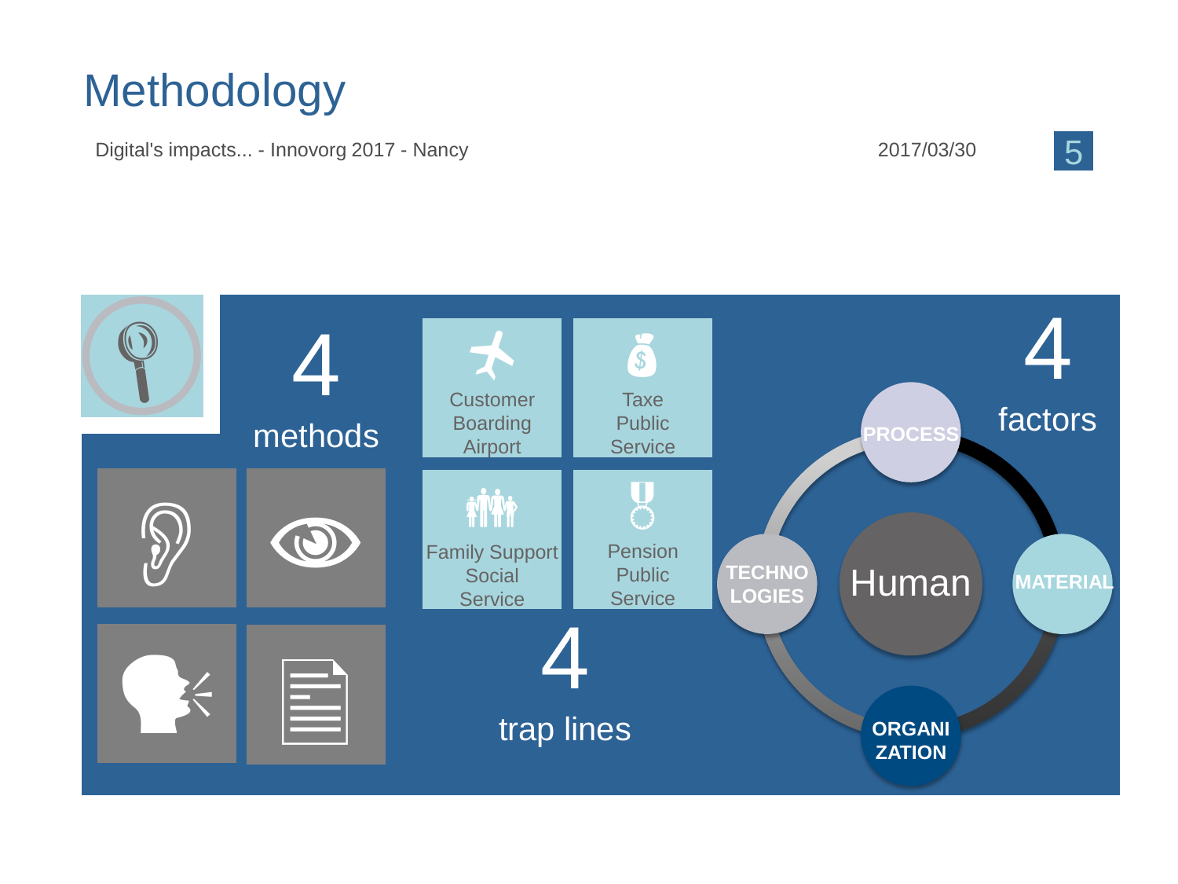# Methodology

4 methods

Customer Boarding Airport

Taxe Public Service

Family Support Social Service

Pension Public Service

4 trap lines

4 factors

PROCESS

MATERIAL

ORGANIZATION

TECHNOLOGIES

Human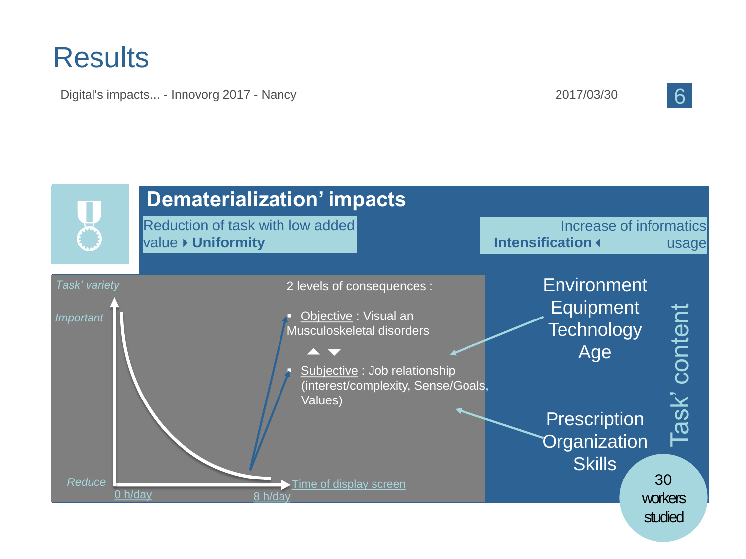# Results

## Dematerialization' impacts

Reduction of task with low added value ▸ **Uniformity**

**Intensification** ◂ Increase of informatics usage

*Task' variety*

*Important*

*Reduce*

0 h/day

8 h/day

Time of display screen

2 levels of consequences :

- Objective : Visual an Musculoskeletal disorders

▲ ▼

- Subjective : Job relationship (interest/complexity, Sense/Goals, Values)

Environment
Equipment
Technology
Age

Prescription
Organization
Skills

Task' content

30 workers studied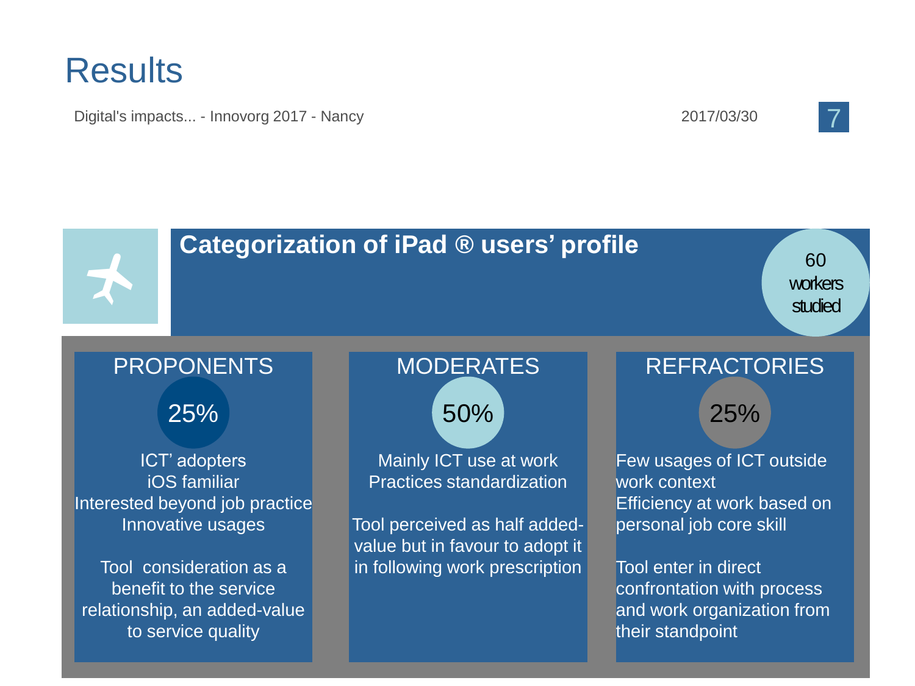# Results

## Categorization of iPad ® users' profile

60 workers studied

### PROPONENTS

25%

ICT' adopters
iOS familiar
Interested beyond job practice
Innovative usages

Tool consideration as a benefit to the service relationship, an added-value to service quality

### MODERATES

50%

Mainly ICT use at work
Practices standardization

Tool perceived as half added-value but in favour to adopt it in following work prescription

### REFRACTORIES

25%

Few usages of ICT outside work context
Efficiency at work based on personal job core skill

Tool enter in direct confrontation with process and work organization from their standpoint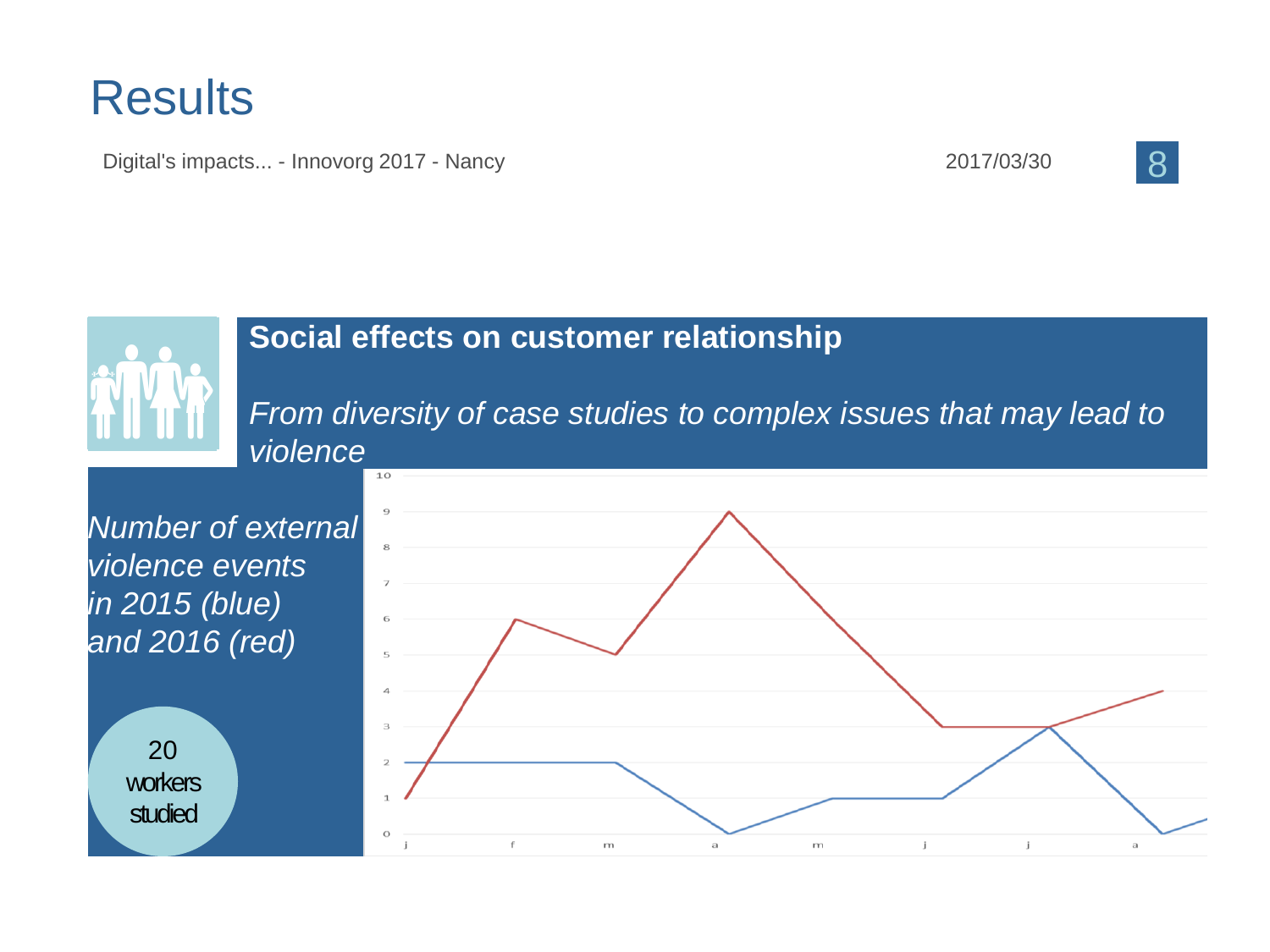# Results

Digital's impacts... - Innovorg 2017 - Nancy

2017/03/30

**Social effects on customer relationship**

*From diversity of case studies to complex issues that may lead to violence*

*Number of external violence events in 2015 (blue) and 2016 (red)*

20 workers studied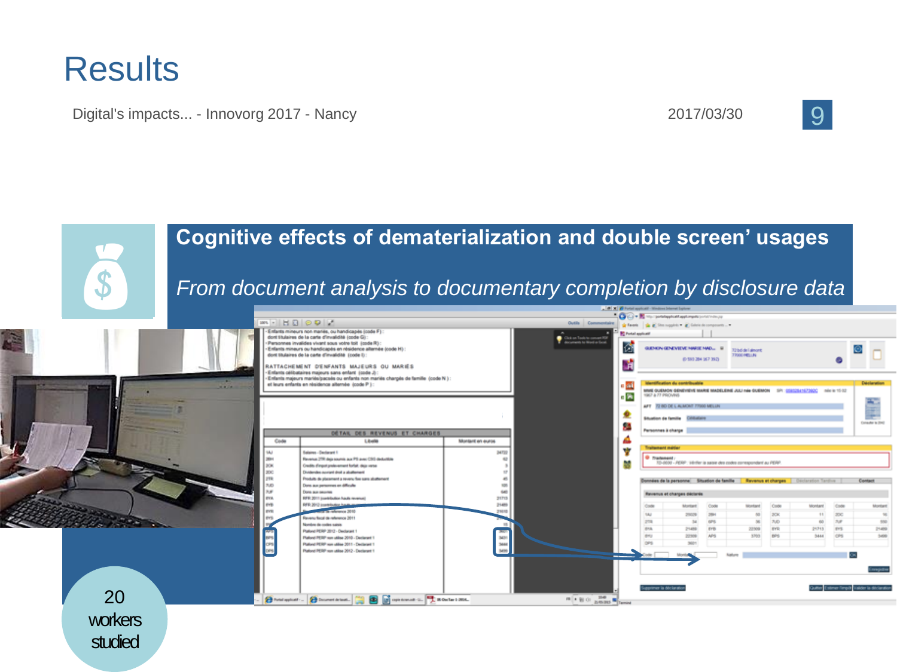# Results

## Cognitive effects of dematerialization and double screen' usages

*From document analysis to documentary completion by disclosure data*

20 workers studied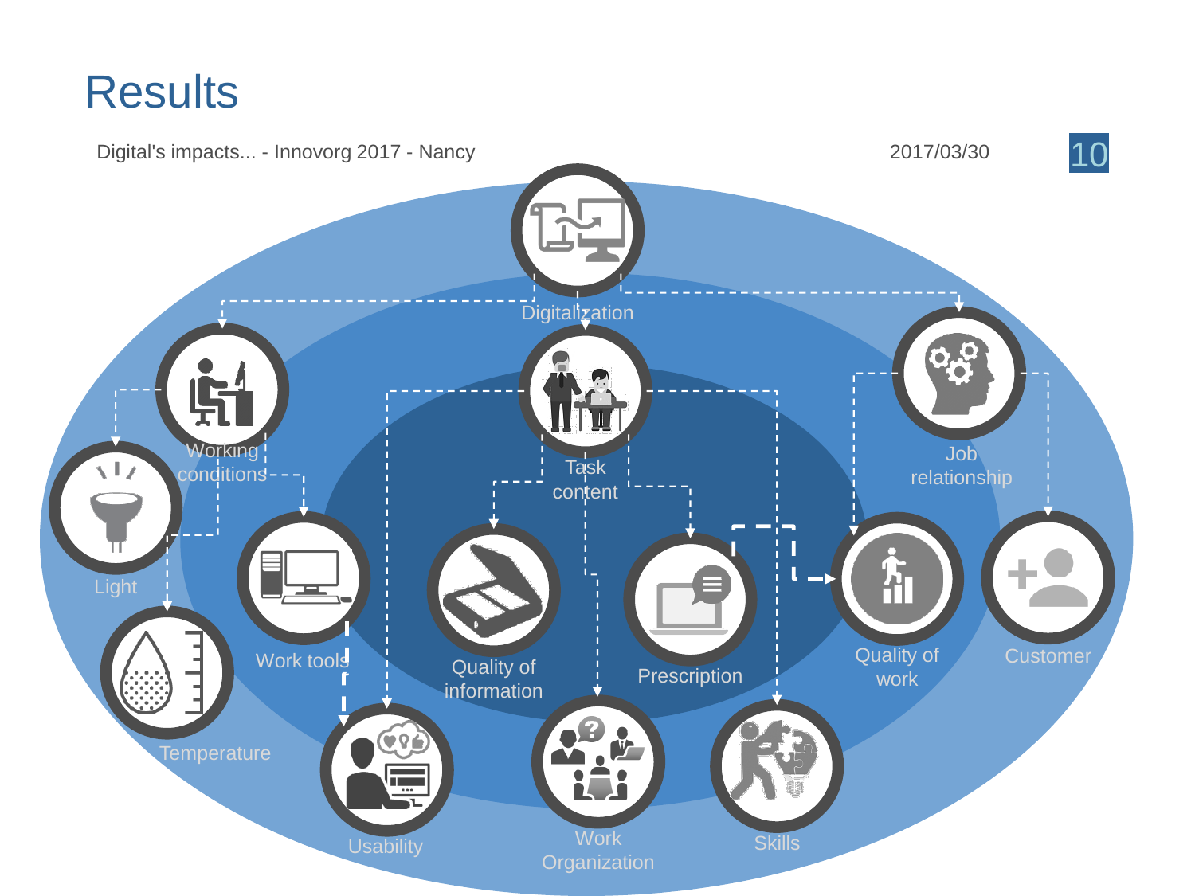# Results

Digitalization

Working conditions

Task content

Job relationship

Light

Work tools

Quality of information

Prescription

Quality of work

Customer

Temperature

Usability

Work Organization

Skills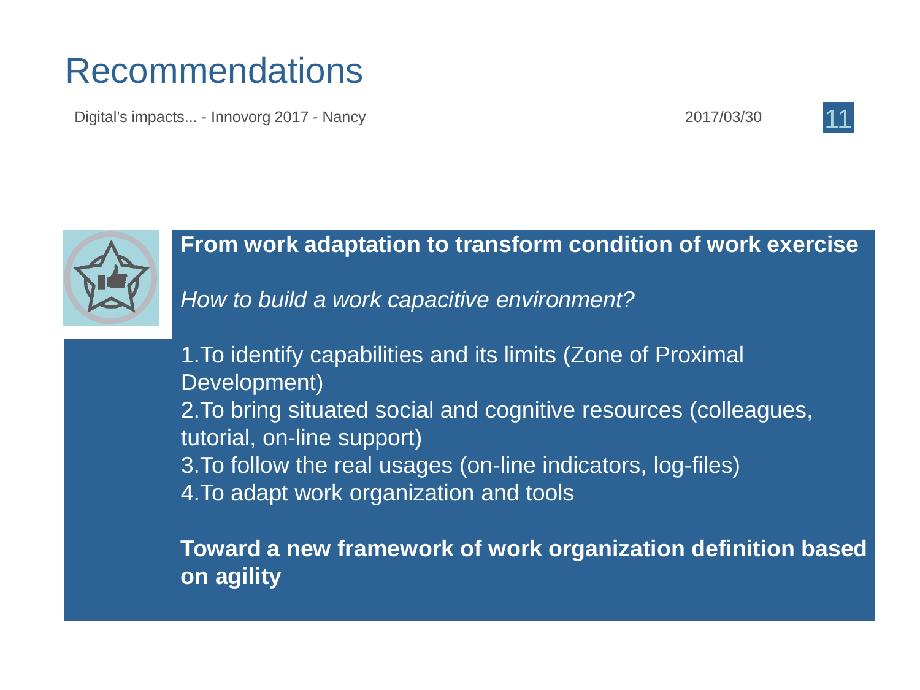# Recommendations

**From work adaptation to transform condition of work exercise**

*How to build a work capacitive environment?*

1. To identify capabilities and its limits (Zone of Proximal Development)
2. To bring situated social and cognitive resources (colleagues, tutorial, on-line support)
3. To follow the real usages (on-line indicators, log-files)
4. To adapt work organization and tools

**Toward a new framework of work organization definition based on agility**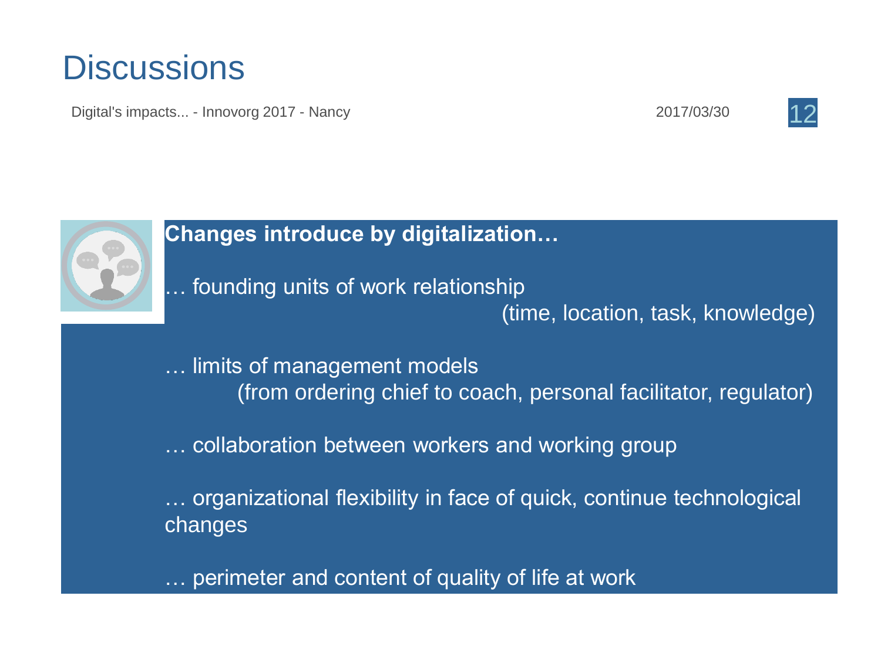# Discussions

**Changes introduce by digitalization…**

… founding units of work relationship
(time, location, task, knowledge)

… limits of management models
(from ordering chief to coach, personal facilitator, regulator)

… collaboration between workers and working group

… organizational flexibility in face of quick, continue technological changes

… perimeter and content of quality of life at work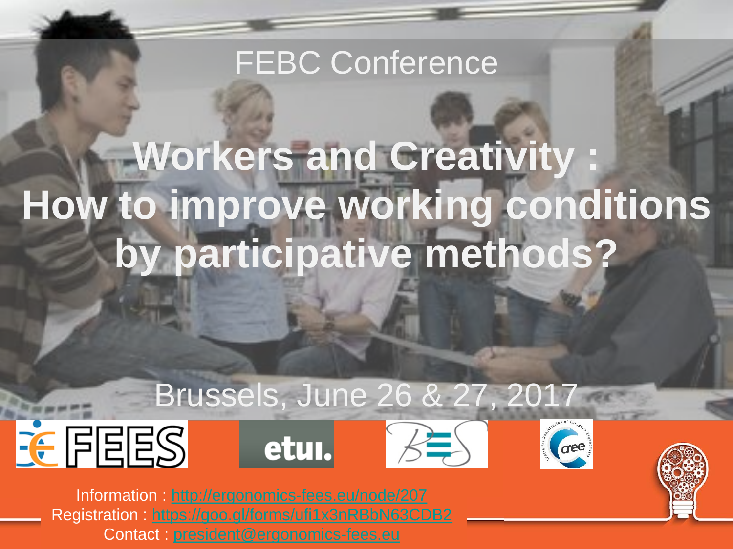FEBC Conference

# Workers and Creativity : How to improve working conditions by participative methods?

Brussels, June 26 & 27, 2017

Information : http://ergonomics-fees.eu/node/207

Registration : https://goo.gl/forms/ufi1x3nRBbN63CDB2

Contact : president@ergonomics-fees.eu